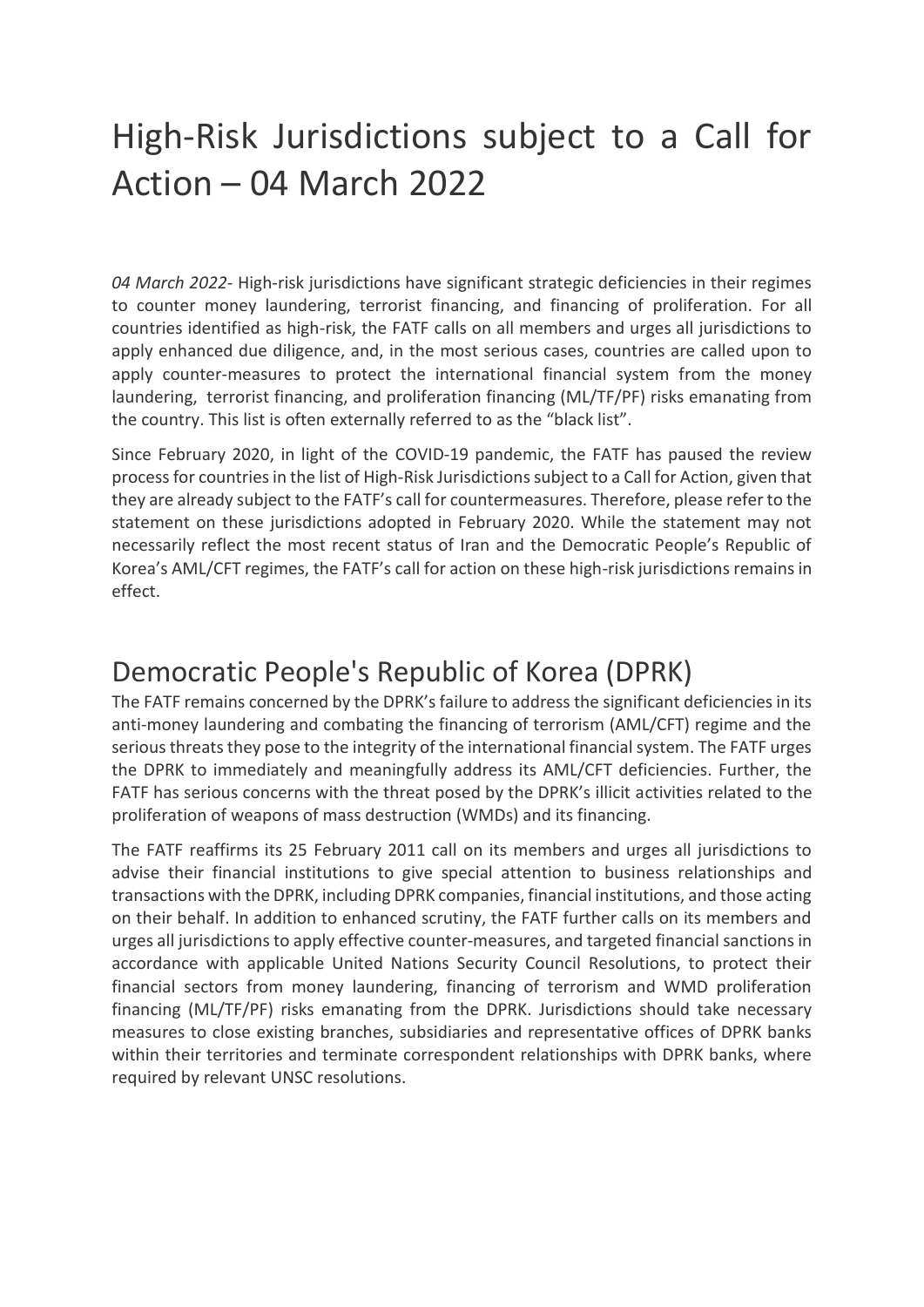# High-Risk Jurisdictions subject to a Call for Action – 04 March 2022

*04 March 2022*- High-risk jurisdictions have significant strategic deficiencies in their regimes to counter money laundering, terrorist financing, and financing of proliferation. For all countries identified as high-risk, the FATF calls on all members and urges all jurisdictions to apply enhanced due diligence, and, in the most serious cases, countries are called upon to apply counter-measures to protect the international financial system from the money laundering, terrorist financing, and proliferation financing (ML/TF/PF) risks emanating from the country. This list is often externally referred to as the "black list".

Since February 2020, in light of the COVID-19 pandemic, the FATF has paused the review process for countries in the list of High-Risk Jurisdictions subject to a Call for Action, given that they are already subject to the FATF's call for countermeasures. Therefore, please refer to the statement on these jurisdictions adopted in February 2020. While the statement may not necessarily reflect the most recent status of Iran and the Democratic People's Republic of Korea's AML/CFT regimes, the FATF's call for action on these high-risk jurisdictions remains in effect.

## Democratic People's Republic of Korea (DPRK)

The FATF remains concerned by the DPRK's failure to address the significant deficiencies in its anti-money laundering and combating the financing of terrorism (AML/CFT) regime and the serious threats they pose to the integrity of the international financial system. The FATF urges the DPRK to immediately and meaningfully address its AML/CFT deficiencies. Further, the FATF has serious concerns with the threat posed by the DPRK's illicit activities related to the proliferation of weapons of mass destruction (WMDs) and its financing.

The FATF reaffirms its 25 February 2011 call on its members and urges all jurisdictions to advise their financial institutions to give special attention to business relationships and transactions with the DPRK, including DPRK companies, financial institutions, and those acting on their behalf. In addition to enhanced scrutiny, the FATF further calls on its members and urges all jurisdictions to apply effective counter-measures, and targeted financial sanctions in accordance with applicable United Nations Security Council Resolutions, to protect their financial sectors from money laundering, financing of terrorism and WMD proliferation financing (ML/TF/PF) risks emanating from the DPRK. Jurisdictions should take necessary measures to close existing branches, subsidiaries and representative offices of DPRK banks within their territories and terminate correspondent relationships with DPRK banks, where required by relevant UNSC resolutions.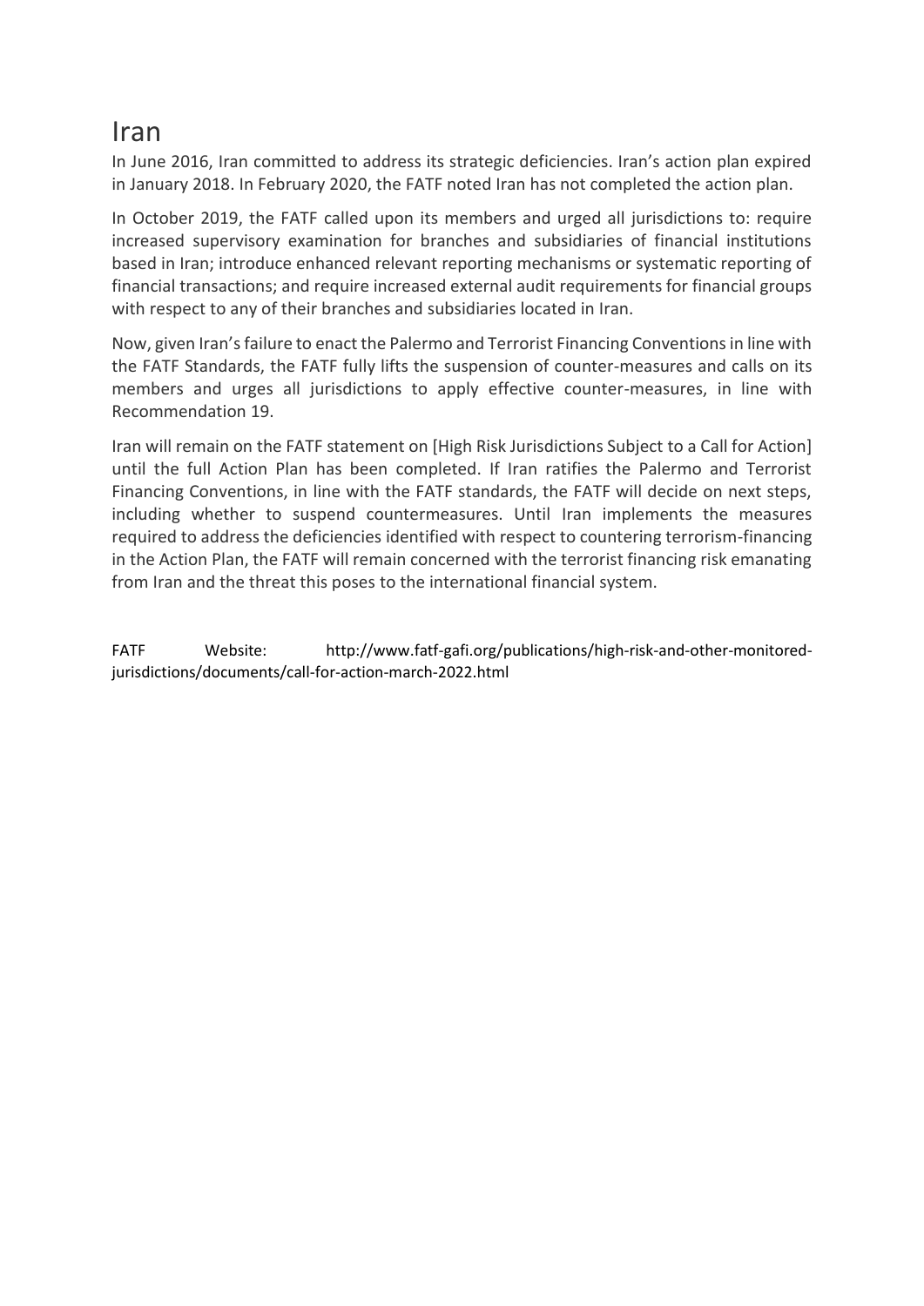# Iran

In June 2016, Iran committed to address its strategic deficiencies. Iran's action plan expired in January 2018. In February 2020, the FATF noted Iran has not completed the action plan.

In October 2019, the FATF called upon its members and urged all jurisdictions to: require increased supervisory examination for branches and subsidiaries of financial institutions based in Iran; introduce enhanced relevant reporting mechanisms or systematic reporting of financial transactions; and require increased external audit requirements for financial groups with respect to any of their branches and subsidiaries located in Iran.

Now, given Iran's failure to enact the Palermo and Terrorist Financing Conventions in line with the FATF Standards, the FATF fully lifts the suspension of counter-measures and calls on its members and urges all jurisdictions to apply effective counter-measures, in line with Recommendation 19.

Iran will remain on the FATF statement on [High Risk Jurisdictions Subject to a Call for Action] until the full Action Plan has been completed. If Iran ratifies the Palermo and Terrorist Financing Conventions, in line with the FATF standards, the FATF will decide on next steps, including whether to suspend countermeasures. Until Iran implements the measures required to address the deficiencies identified with respect to countering terrorism-financing in the Action Plan, the FATF will remain concerned with the terrorist financing risk emanating from Iran and the threat this poses to the international financial system.

FATF Website: http://www.fatf-gafi.org/publications/high-risk-and-other-monitored-jurisdictions/documents/call-for-action-march-2022.html